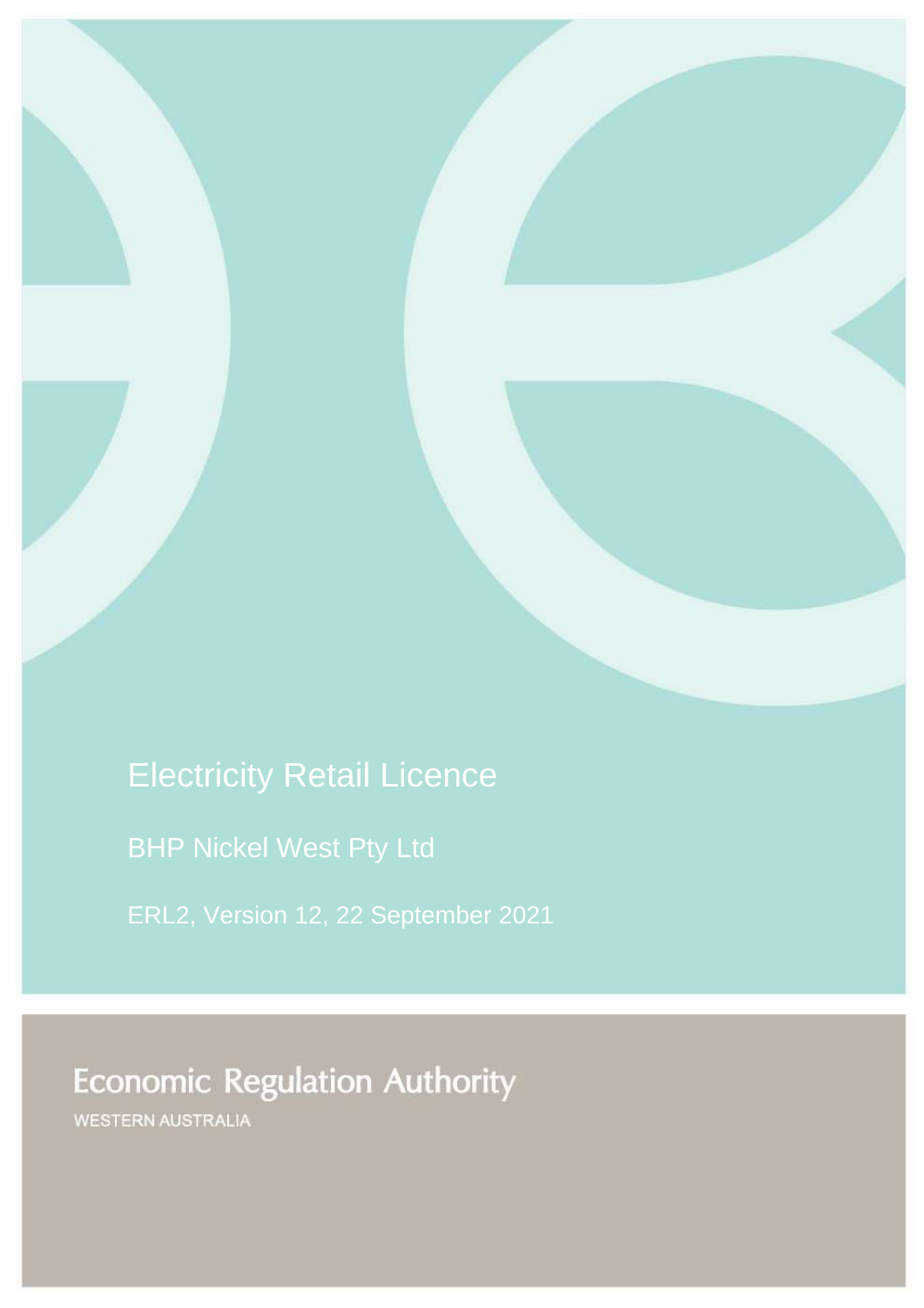# Electricity Retail Licence

## BHP Nickel West Pty Ltd

ERL2, Version 12, 22 September 2021

Economic Regulation Authority

WESTERN AUSTRALIA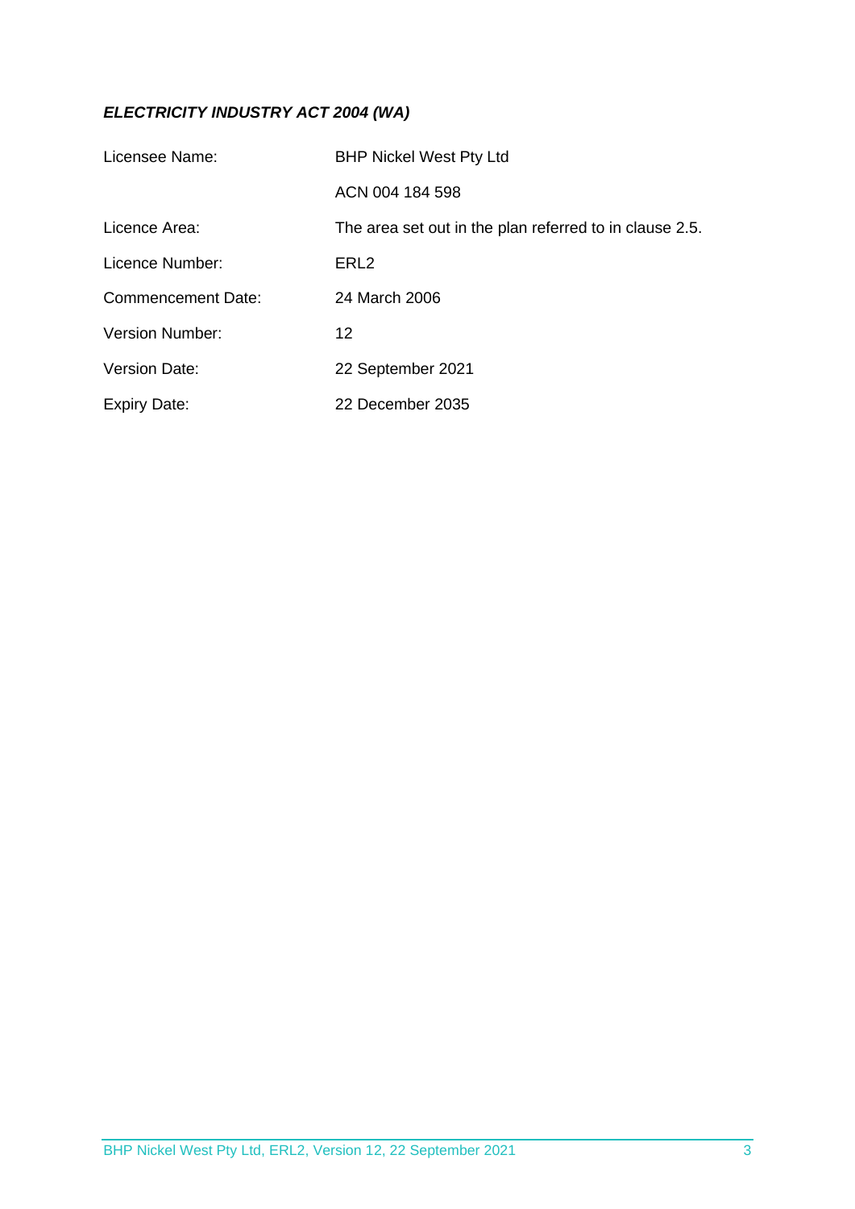***ELECTRICITY INDUSTRY ACT 2004 (WA)***

| | |
|---|---|
| Licensee Name: | BHP Nickel West Pty Ltd |
| | ACN 004 184 598 |
| Licence Area: | The area set out in the plan referred to in clause 2.5. |
| Licence Number: | ERL2 |
| Commencement Date: | 24 March 2006 |
| Version Number: | 12 |
| Version Date: | 22 September 2021 |
| Expiry Date: | 22 December 2035 |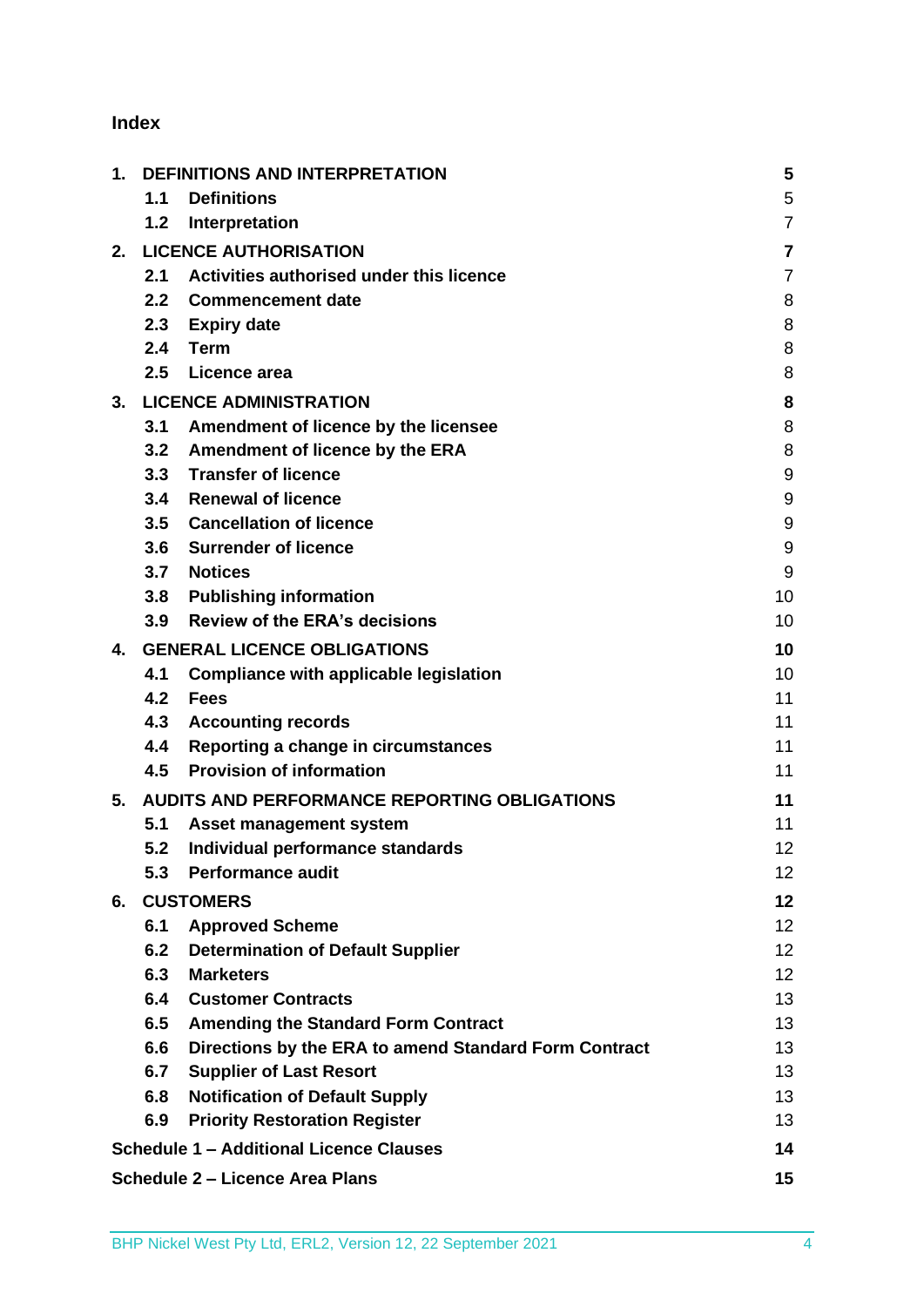## Index

| | | |
|---|---|---|
| **1.** | **DEFINITIONS AND INTERPRETATION** | **5** |
| 1.1 | **Definitions** | 5 |
| 1.2 | **Interpretation** | 7 |
| **2.** | **LICENCE AUTHORISATION** | **7** |
| 2.1 | **Activities authorised under this licence** | 7 |
| 2.2 | **Commencement date** | 8 |
| 2.3 | **Expiry date** | 8 |
| 2.4 | **Term** | 8 |
| 2.5 | **Licence area** | 8 |
| **3.** | **LICENCE ADMINISTRATION** | **8** |
| 3.1 | **Amendment of licence by the licensee** | 8 |
| 3.2 | **Amendment of licence by the ERA** | 8 |
| 3.3 | **Transfer of licence** | 9 |
| 3.4 | **Renewal of licence** | 9 |
| 3.5 | **Cancellation of licence** | 9 |
| 3.6 | **Surrender of licence** | 9 |
| 3.7 | **Notices** | 9 |
| 3.8 | **Publishing information** | 10 |
| 3.9 | **Review of the ERA's decisions** | 10 |
| **4.** | **GENERAL LICENCE OBLIGATIONS** | **10** |
| 4.1 | **Compliance with applicable legislation** | 10 |
| 4.2 | **Fees** | 11 |
| 4.3 | **Accounting records** | 11 |
| 4.4 | **Reporting a change in circumstances** | 11 |
| 4.5 | **Provision of information** | 11 |
| **5.** | **AUDITS AND PERFORMANCE REPORTING OBLIGATIONS** | **11** |
| 5.1 | **Asset management system** | 11 |
| 5.2 | **Individual performance standards** | 12 |
| 5.3 | **Performance audit** | 12 |
| **6.** | **CUSTOMERS** | **12** |
| 6.1 | **Approved Scheme** | 12 |
| 6.2 | **Determination of Default Supplier** | 12 |
| 6.3 | **Marketers** | 12 |
| 6.4 | **Customer Contracts** | 13 |
| 6.5 | **Amending the Standard Form Contract** | 13 |
| 6.6 | **Directions by the ERA to amend Standard Form Contract** | 13 |
| 6.7 | **Supplier of Last Resort** | 13 |
| 6.8 | **Notification of Default Supply** | 13 |
| 6.9 | **Priority Restoration Register** | 13 |
| | **Schedule 1 – Additional Licence Clauses** | **14** |
| | **Schedule 2 – Licence Area Plans** | **15** |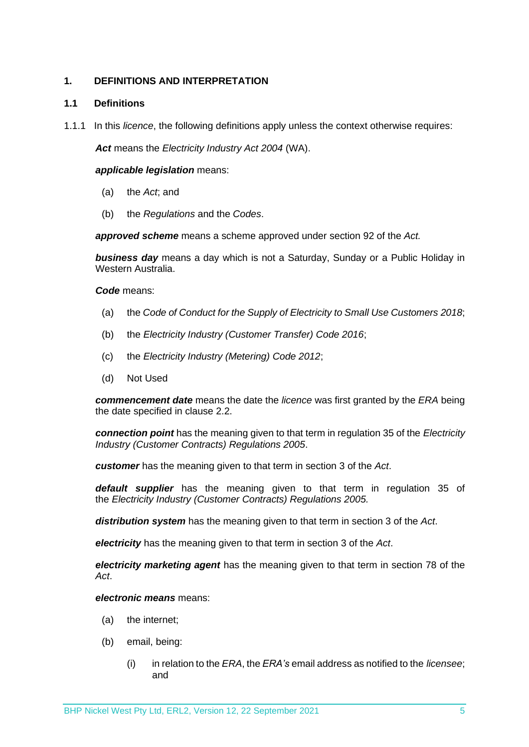## 1. DEFINITIONS AND INTERPRETATION

### 1.1 Definitions

1.1.1 In this *licence*, the following definitions apply unless the context otherwise requires:

***Act*** means the *Electricity Industry Act 2004* (WA).

***applicable legislation*** means:

(a) the *Act*; and

(b) the *Regulations* and the *Codes*.

***approved scheme*** means a scheme approved under section 92 of the *Act.*

***business day*** means a day which is not a Saturday, Sunday or a Public Holiday in Western Australia.

***Code*** means:

(a) the *Code of Conduct for the Supply of Electricity to Small Use Customers 2018*;

(b) the *Electricity Industry (Customer Transfer) Code 2016*;

(c) the *Electricity Industry (Metering) Code 2012*;

(d) Not Used

***commencement date*** means the date the *licence* was first granted by the *ERA* being the date specified in clause 2.2.

***connection point*** has the meaning given to that term in regulation 35 of the *Electricity Industry (Customer Contracts) Regulations 2005*.

***customer*** has the meaning given to that term in section 3 of the *Act*.

***default supplier*** has the meaning given to that term in regulation 35 of the *Electricity Industry (Customer Contracts) Regulations 2005.*

***distribution system*** has the meaning given to that term in section 3 of the *Act*.

***electricity*** has the meaning given to that term in section 3 of the *Act*.

***electricity marketing agent*** has the meaning given to that term in section 78 of the *Act*.

***electronic means*** means:

(a) the internet;

(b) email, being:

(i) in relation to the *ERA*, the *ERA's* email address as notified to the *licensee*; and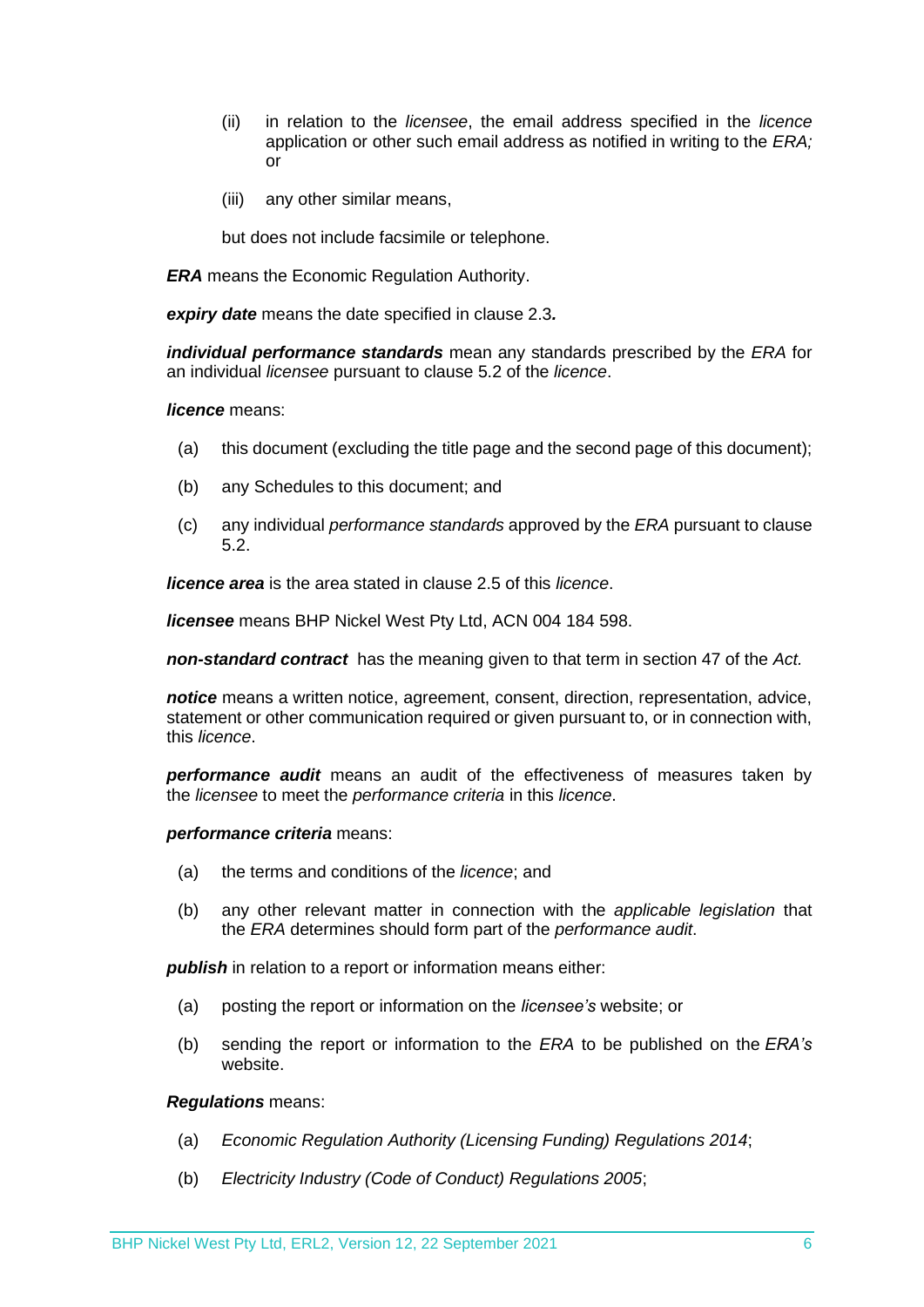(ii) in relation to the *licensee*, the email address specified in the *licence* application or other such email address as notified in writing to the *ERA;* or

(iii) any other similar means,

but does not include facsimile or telephone.

***ERA*** means the Economic Regulation Authority.

***expiry date*** means the date specified in clause 2.3***.***

***individual performance standards*** mean any standards prescribed by the *ERA* for an individual *licensee* pursuant to clause 5.2 of the *licence*.

***licence*** means:

(a) this document (excluding the title page and the second page of this document);

(b) any Schedules to this document; and

(c) any individual *performance standards* approved by the *ERA* pursuant to clause 5.2.

***licence area*** is the area stated in clause 2.5 of this *licence*.

***licensee*** means BHP Nickel West Pty Ltd, ACN 004 184 598.

***non-standard contract*** has the meaning given to that term in section 47 of the *Act.*

***notice*** means a written notice, agreement, consent, direction, representation, advice, statement or other communication required or given pursuant to, or in connection with, this *licence*.

***performance audit*** means an audit of the effectiveness of measures taken by the *licensee* to meet the *performance criteria* in this *licence*.

***performance criteria*** means:

(a) the terms and conditions of the *licence*; and

(b) any other relevant matter in connection with the *applicable legislation* that the *ERA* determines should form part of the *performance audit*.

***publish*** in relation to a report or information means either:

(a) posting the report or information on the *licensee's* website; or

(b) sending the report or information to the *ERA* to be published on the *ERA's* website.

***Regulations*** means:

(a) *Economic Regulation Authority (Licensing Funding) Regulations 2014*;

(b) *Electricity Industry (Code of Conduct) Regulations 2005*;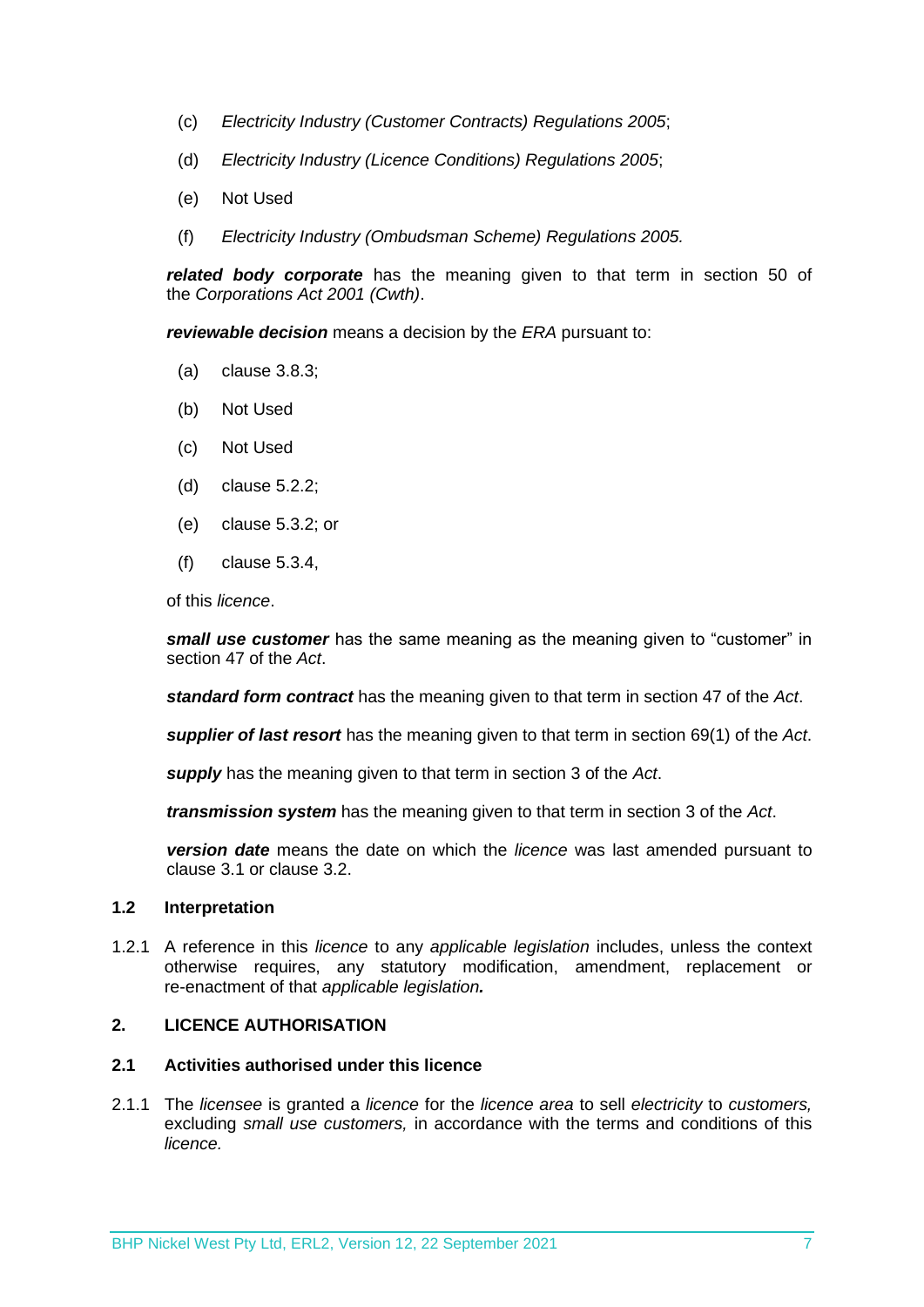(c) *Electricity Industry (Customer Contracts) Regulations 2005*;

(d) *Electricity Industry (Licence Conditions) Regulations 2005*;

(e) Not Used

(f) *Electricity Industry (Ombudsman Scheme) Regulations 2005.*

***related body corporate*** has the meaning given to that term in section 50 of the *Corporations Act 2001 (Cwth)*.

***reviewable decision*** means a decision by the *ERA* pursuant to:

(a) clause 3.8.3;

(b) Not Used

(c) Not Used

(d) clause 5.2.2;

(e) clause 5.3.2; or

(f) clause 5.3.4,

of this *licence*.

***small use customer*** has the same meaning as the meaning given to "customer" in section 47 of the *Act*.

***standard form contract*** has the meaning given to that term in section 47 of the *Act*.

***supplier of last resort*** has the meaning given to that term in section 69(1) of the *Act*.

***supply*** has the meaning given to that term in section 3 of the *Act*.

***transmission system*** has the meaning given to that term in section 3 of the *Act*.

***version date*** means the date on which the *licence* was last amended pursuant to clause 3.1 or clause 3.2.

### 1.2 Interpretation

1.2.1 A reference in this *licence* to any *applicable legislation* includes, unless the context otherwise requires, any statutory modification, amendment, replacement or re-enactment of that *applicable legislation.*

## 2. LICENCE AUTHORISATION

### 2.1 Activities authorised under this licence

2.1.1 The *licensee* is granted a *licence* for the *licence area* to sell *electricity* to *customers,* excluding *small use customers,* in accordance with the terms and conditions of this *licence.*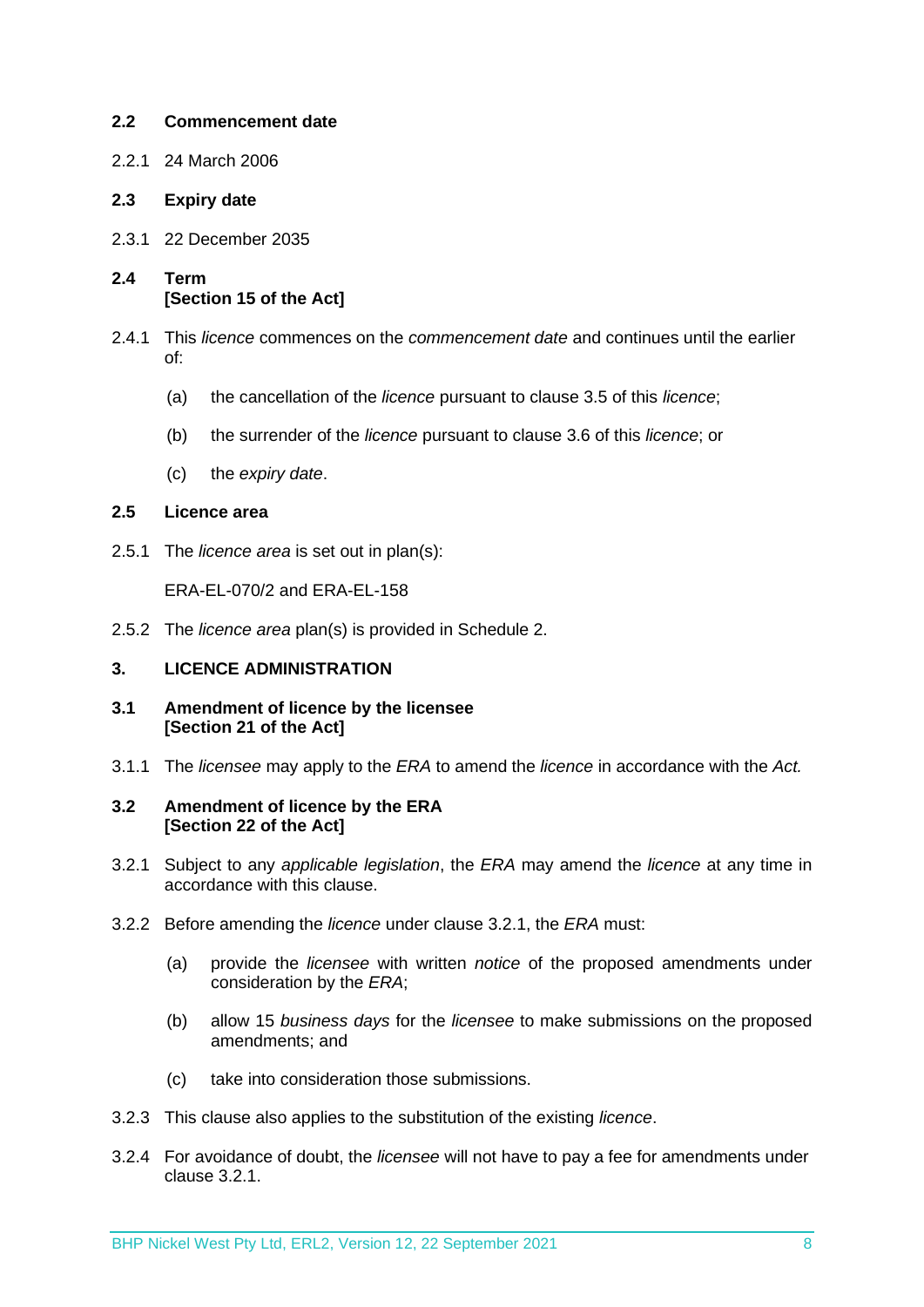### 2.2 Commencement date

2.2.1 24 March 2006

### 2.3 Expiry date

2.3.1 22 December 2035

### 2.4 Term
**[Section 15 of the Act]**

2.4.1 This *licence* commences on the *commencement date* and continues until the earlier of:

(a) the cancellation of the *licence* pursuant to clause 3.5 of this *licence*;

(b) the surrender of the *licence* pursuant to clause 3.6 of this *licence*; or

(c) the *expiry date*.

### 2.5 Licence area

2.5.1 The *licence area* is set out in plan(s):

ERA-EL-070/2 and ERA-EL-158

2.5.2 The *licence area* plan(s) is provided in Schedule 2.

## 3. LICENCE ADMINISTRATION

### 3.1 Amendment of licence by the licensee
**[Section 21 of the Act]**

3.1.1 The *licensee* may apply to the *ERA* to amend the *licence* in accordance with the *Act.*

### 3.2 Amendment of licence by the ERA
**[Section 22 of the Act]**

3.2.1 Subject to any *applicable legislation*, the *ERA* may amend the *licence* at any time in accordance with this clause.

3.2.2 Before amending the *licence* under clause 3.2.1, the *ERA* must:

(a) provide the *licensee* with written *notice* of the proposed amendments under consideration by the *ERA*;

(b) allow 15 *business days* for the *licensee* to make submissions on the proposed amendments; and

(c) take into consideration those submissions.

3.2.3 This clause also applies to the substitution of the existing *licence*.

3.2.4 For avoidance of doubt, the *licensee* will not have to pay a fee for amendments under clause 3.2.1.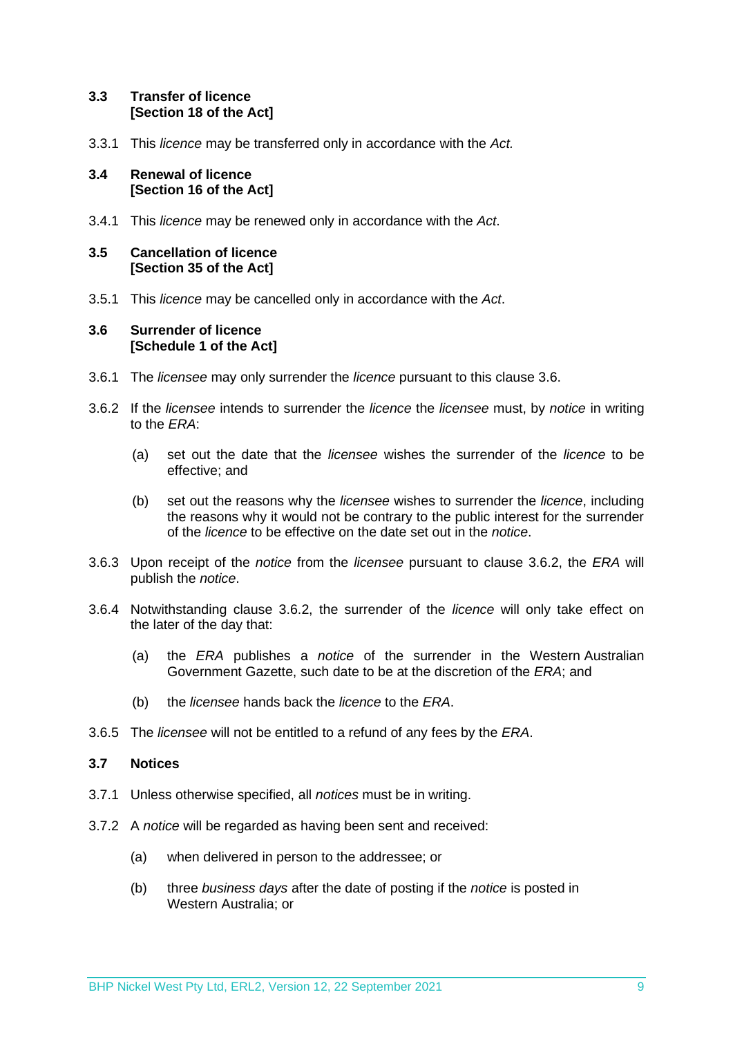### 3.3 Transfer of licence [Section 18 of the Act]

3.3.1 This *licence* may be transferred only in accordance with the *Act.*

### 3.4 Renewal of licence [Section 16 of the Act]

3.4.1 This *licence* may be renewed only in accordance with the *Act*.

### 3.5 Cancellation of licence [Section 35 of the Act]

3.5.1 This *licence* may be cancelled only in accordance with the *Act*.

### 3.6 Surrender of licence [Schedule 1 of the Act]

3.6.1 The *licensee* may only surrender the *licence* pursuant to this clause 3.6.

3.6.2 If the *licensee* intends to surrender the *licence* the *licensee* must, by *notice* in writing to the *ERA*:

- (a) set out the date that the *licensee* wishes the surrender of the *licence* to be effective; and
- (b) set out the reasons why the *licensee* wishes to surrender the *licence*, including the reasons why it would not be contrary to the public interest for the surrender of the *licence* to be effective on the date set out in the *notice*.

3.6.3 Upon receipt of the *notice* from the *licensee* pursuant to clause 3.6.2, the *ERA* will publish the *notice*.

3.6.4 Notwithstanding clause 3.6.2, the surrender of the *licence* will only take effect on the later of the day that:

- (a) the *ERA* publishes a *notice* of the surrender in the Western Australian Government Gazette, such date to be at the discretion of the *ERA*; and
- (b) the *licensee* hands back the *licence* to the *ERA*.

3.6.5 The *licensee* will not be entitled to a refund of any fees by the *ERA*.

### 3.7 Notices

3.7.1 Unless otherwise specified, all *notices* must be in writing.

3.7.2 A *notice* will be regarded as having been sent and received:

- (a) when delivered in person to the addressee; or
- (b) three *business days* after the date of posting if the *notice* is posted in Western Australia; or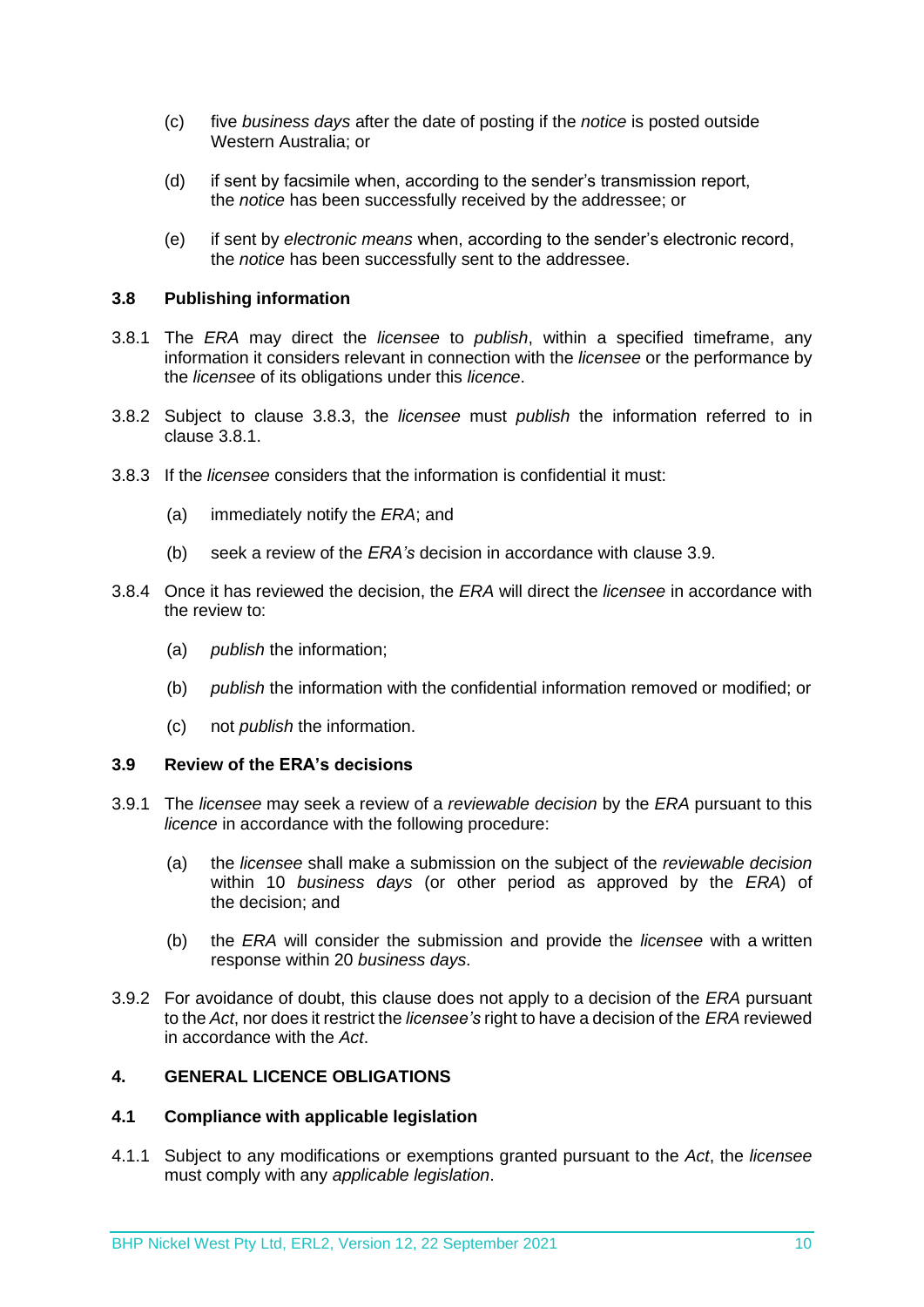(c) five *business days* after the date of posting if the *notice* is posted outside Western Australia; or

(d) if sent by facsimile when, according to the sender's transmission report, the *notice* has been successfully received by the addressee; or

(e) if sent by *electronic means* when, according to the sender's electronic record, the *notice* has been successfully sent to the addressee.

### 3.8 Publishing information

3.8.1 The *ERA* may direct the *licensee* to *publish*, within a specified timeframe, any information it considers relevant in connection with the *licensee* or the performance by the *licensee* of its obligations under this *licence*.

3.8.2 Subject to clause 3.8.3, the *licensee* must *publish* the information referred to in clause 3.8.1.

3.8.3 If the *licensee* considers that the information is confidential it must:

(a) immediately notify the *ERA*; and

(b) seek a review of the *ERA's* decision in accordance with clause 3.9.

3.8.4 Once it has reviewed the decision, the *ERA* will direct the *licensee* in accordance with the review to:

(a) *publish* the information;

(b) *publish* the information with the confidential information removed or modified; or

(c) not *publish* the information.

### 3.9 Review of the ERA's decisions

3.9.1 The *licensee* may seek a review of a *reviewable decision* by the *ERA* pursuant to this *licence* in accordance with the following procedure:

(a) the *licensee* shall make a submission on the subject of the *reviewable decision* within 10 *business days* (or other period as approved by the *ERA*) of the decision; and

(b) the *ERA* will consider the submission and provide the *licensee* with a written response within 20 *business days*.

3.9.2 For avoidance of doubt, this clause does not apply to a decision of the *ERA* pursuant to the *Act*, nor does it restrict the *licensee's* right to have a decision of the *ERA* reviewed in accordance with the *Act*.

## 4. GENERAL LICENCE OBLIGATIONS

### 4.1 Compliance with applicable legislation

4.1.1 Subject to any modifications or exemptions granted pursuant to the *Act*, the *licensee* must comply with any *applicable legislation*.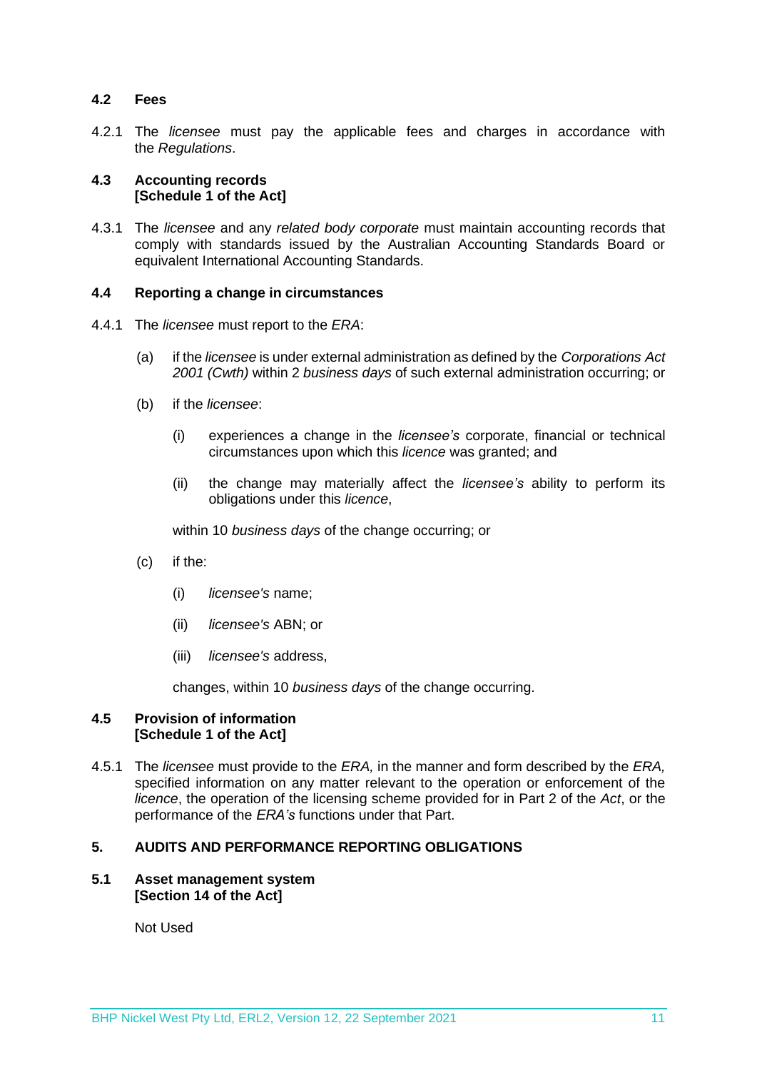### 4.2 Fees

4.2.1 The *licensee* must pay the applicable fees and charges in accordance with the *Regulations*.

### 4.3 Accounting records [Schedule 1 of the Act]

4.3.1 The *licensee* and any *related body corporate* must maintain accounting records that comply with standards issued by the Australian Accounting Standards Board or equivalent International Accounting Standards.

### 4.4 Reporting a change in circumstances

4.4.1 The *licensee* must report to the *ERA*:

(a) if the *licensee* is under external administration as defined by the *Corporations Act 2001 (Cwth)* within 2 *business days* of such external administration occurring; or

(b) if the *licensee*:

(i) experiences a change in the *licensee's* corporate, financial or technical circumstances upon which this *licence* was granted; and

(ii) the change may materially affect the *licensee's* ability to perform its obligations under this *licence*,

within 10 *business days* of the change occurring; or

(c) if the:

(i) *licensee's* name;

(ii) *licensee's* ABN; or

(iii) *licensee's* address,

changes, within 10 *business days* of the change occurring.

### 4.5 Provision of information [Schedule 1 of the Act]

4.5.1 The *licensee* must provide to the *ERA,* in the manner and form described by the *ERA,* specified information on any matter relevant to the operation or enforcement of the *licence*, the operation of the licensing scheme provided for in Part 2 of the *Act*, or the performance of the *ERA's* functions under that Part.

## 5. AUDITS AND PERFORMANCE REPORTING OBLIGATIONS

### 5.1 Asset management system [Section 14 of the Act]

Not Used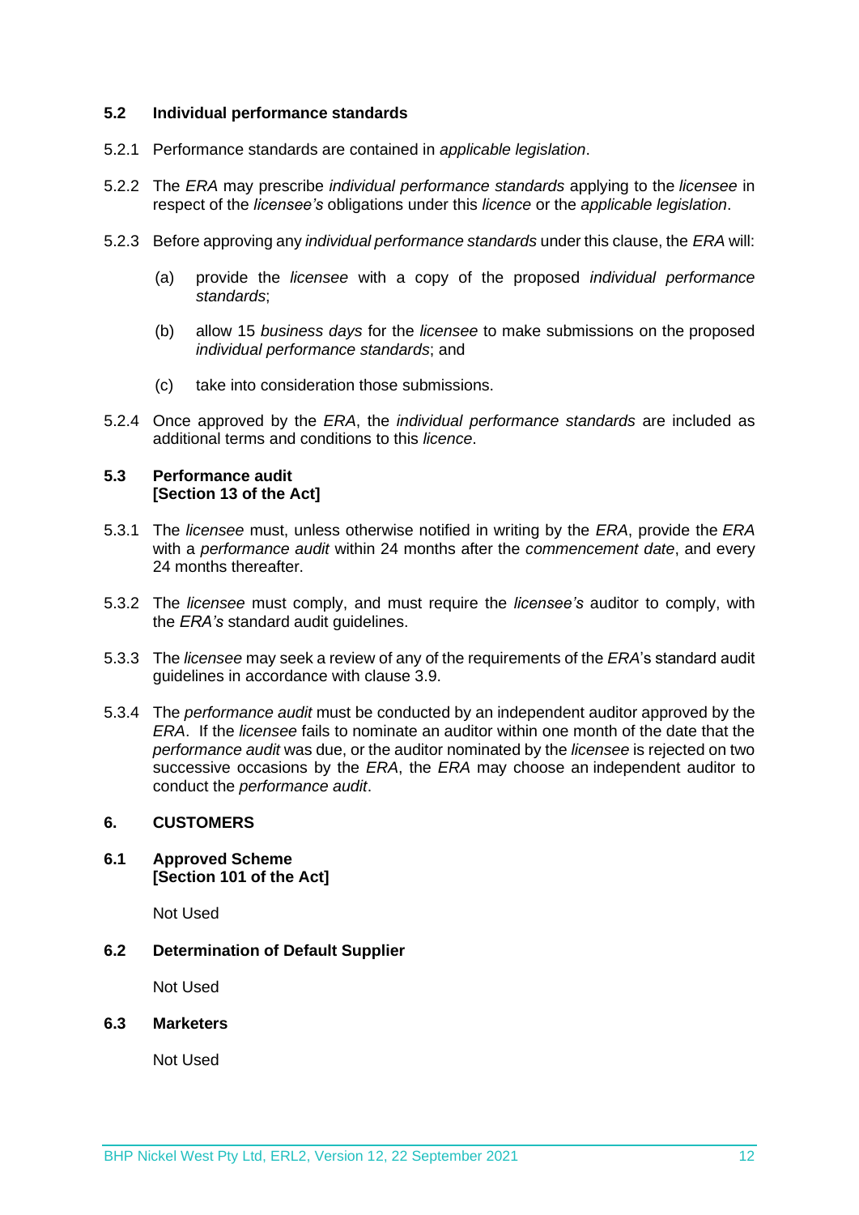### 5.2 Individual performance standards

5.2.1 Performance standards are contained in *applicable legislation*.

5.2.2 The *ERA* may prescribe *individual performance standards* applying to the *licensee* in respect of the *licensee's* obligations under this *licence* or the *applicable legislation*.

5.2.3 Before approving any *individual performance standards* under this clause, the *ERA* will:

(a) provide the *licensee* with a copy of the proposed *individual performance standards*;

(b) allow 15 *business days* for the *licensee* to make submissions on the proposed *individual performance standards*; and

(c) take into consideration those submissions.

5.2.4 Once approved by the *ERA*, the *individual performance standards* are included as additional terms and conditions to this *licence*.

### 5.3 Performance audit [Section 13 of the Act]

5.3.1 The *licensee* must, unless otherwise notified in writing by the *ERA*, provide the *ERA* with a *performance audit* within 24 months after the *commencement date*, and every 24 months thereafter.

5.3.2 The *licensee* must comply, and must require the *licensee's* auditor to comply, with the *ERA's* standard audit guidelines.

5.3.3 The *licensee* may seek a review of any of the requirements of the *ERA*'s standard audit guidelines in accordance with clause 3.9.

5.3.4 The *performance audit* must be conducted by an independent auditor approved by the *ERA*. If the *licensee* fails to nominate an auditor within one month of the date that the *performance audit* was due, or the auditor nominated by the *licensee* is rejected on two successive occasions by the *ERA*, the *ERA* may choose an independent auditor to conduct the *performance audit*.

## 6. CUSTOMERS

### 6.1 Approved Scheme [Section 101 of the Act]

Not Used

### 6.2 Determination of Default Supplier

Not Used

### 6.3 Marketers

Not Used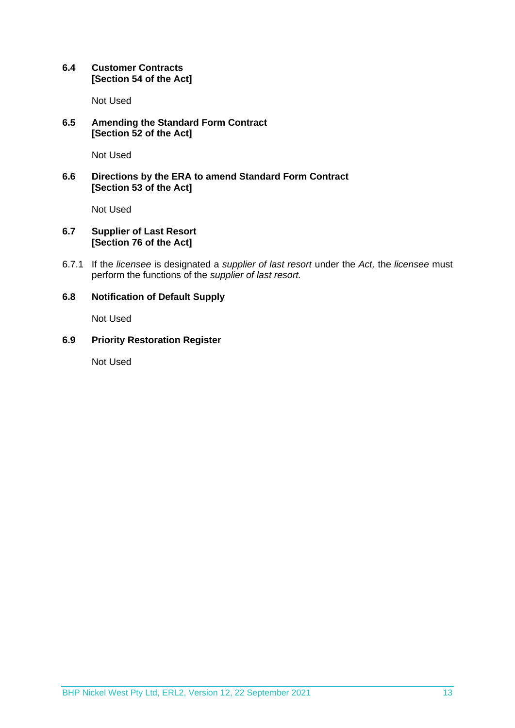### 6.4 Customer Contracts [Section 54 of the Act]

Not Used

### 6.5 Amending the Standard Form Contract [Section 52 of the Act]

Not Used

### 6.6 Directions by the ERA to amend Standard Form Contract [Section 53 of the Act]

Not Used

### 6.7 Supplier of Last Resort [Section 76 of the Act]

6.7.1 If the *licensee* is designated a *supplier of last resort* under the *Act,* the *licensee* must perform the functions of the *supplier of last resort.*

### 6.8 Notification of Default Supply

Not Used

### 6.9 Priority Restoration Register

Not Used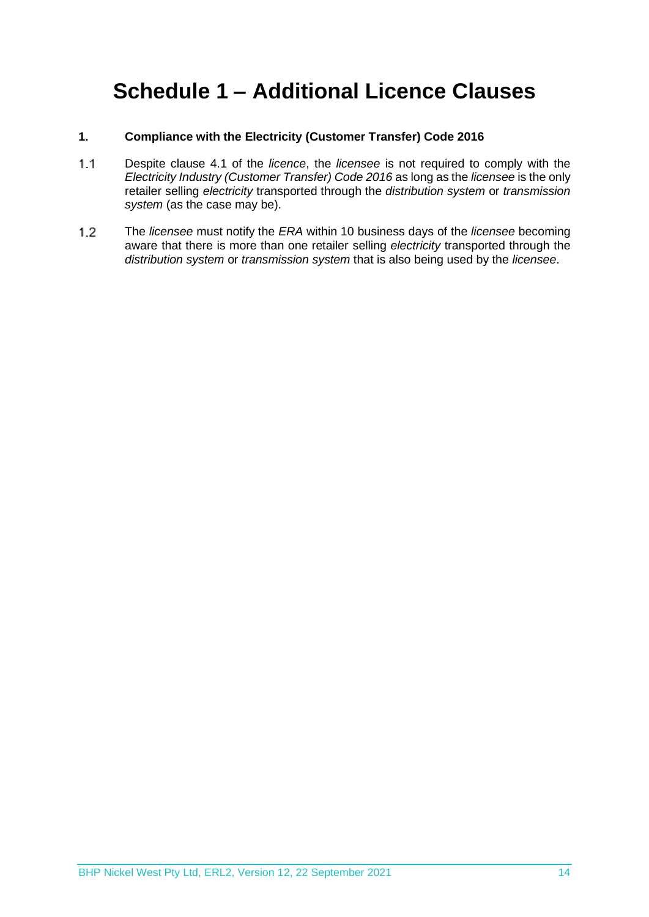# Schedule 1 – Additional Licence Clauses

**1. Compliance with the Electricity (Customer Transfer) Code 2016**

1.1 Despite clause 4.1 of the *licence*, the *licensee* is not required to comply with the *Electricity Industry (Customer Transfer) Code 2016* as long as the *licensee* is the only retailer selling *electricity* transported through the *distribution system* or *transmission system* (as the case may be).

1.2 The *licensee* must notify the *ERA* within 10 business days of the *licensee* becoming aware that there is more than one retailer selling *electricity* transported through the *distribution system* or *transmission system* that is also being used by the *licensee*.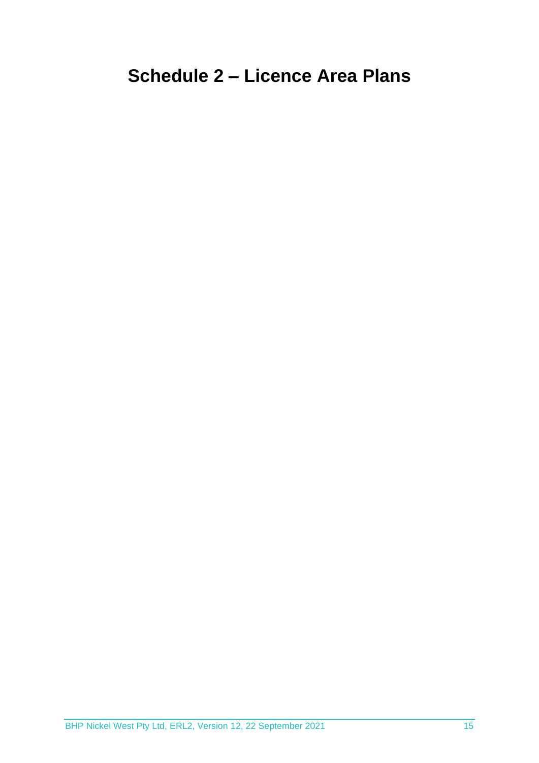# Schedule 2 – Licence Area Plans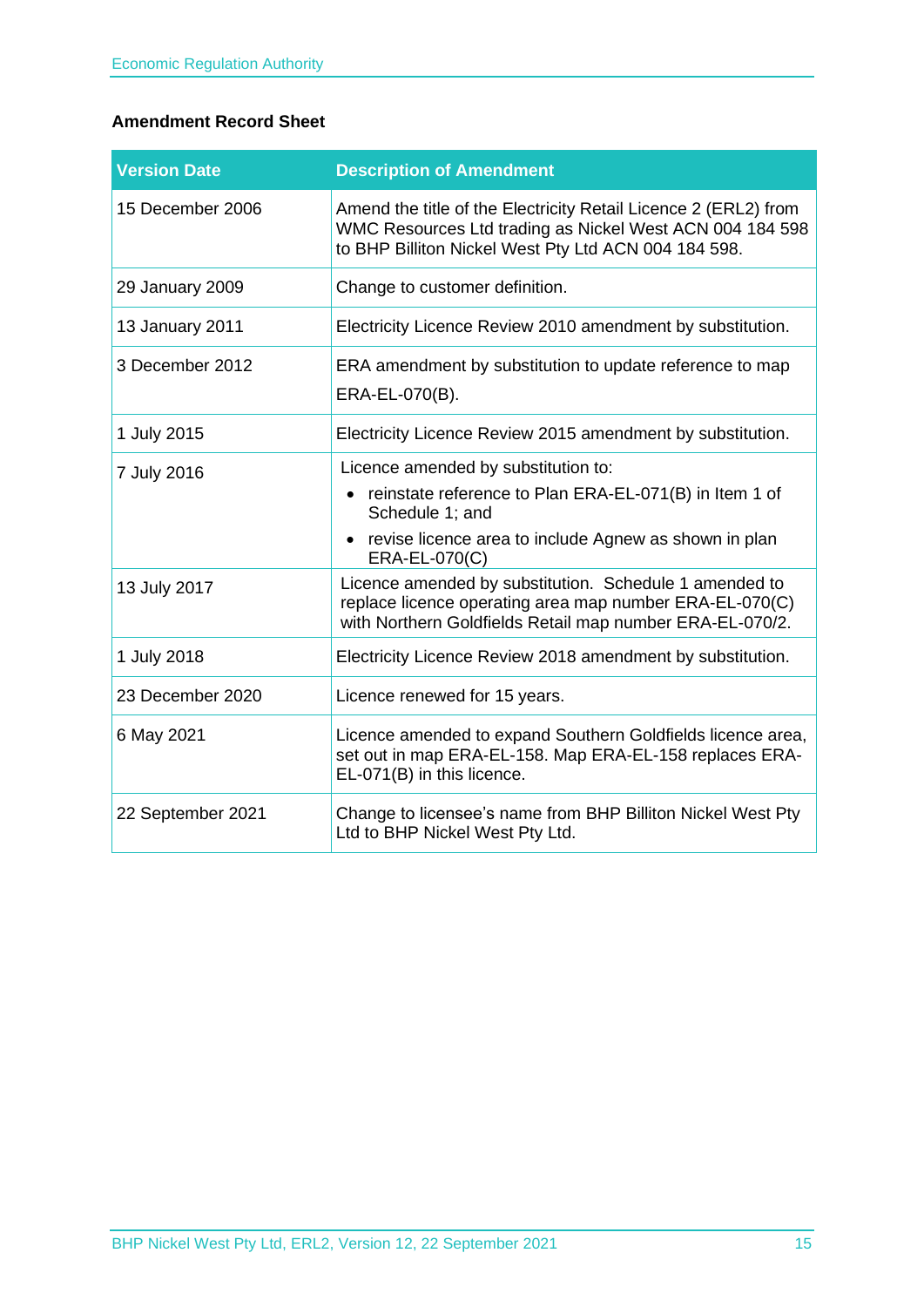**Amendment Record Sheet**

| Version Date | Description of Amendment |
|---|---|
| 15 December 2006 | Amend the title of the Electricity Retail Licence 2 (ERL2) from WMC Resources Ltd trading as Nickel West ACN 004 184 598 to BHP Billiton Nickel West Pty Ltd ACN 004 184 598. |
| 29 January 2009 | Change to customer definition. |
| 13 January 2011 | Electricity Licence Review 2010 amendment by substitution. |
| 3 December 2012 | ERA amendment by substitution to update reference to map ERA-EL-070(B). |
| 1 July 2015 | Electricity Licence Review 2015 amendment by substitution. |
| 7 July 2016 | Licence amended by substitution to:<br>• reinstate reference to Plan ERA-EL-071(B) in Item 1 of Schedule 1; and<br>• revise licence area to include Agnew as shown in plan ERA-EL-070(C) |
| 13 July 2017 | Licence amended by substitution. Schedule 1 amended to replace licence operating area map number ERA-EL-070(C) with Northern Goldfields Retail map number ERA-EL-070/2. |
| 1 July 2018 | Electricity Licence Review 2018 amendment by substitution. |
| 23 December 2020 | Licence renewed for 15 years. |
| 6 May 2021 | Licence amended to expand Southern Goldfields licence area, set out in map ERA-EL-158. Map ERA-EL-158 replaces ERA-EL-071(B) in this licence. |
| 22 September 2021 | Change to licensee's name from BHP Billiton Nickel West Pty Ltd to BHP Nickel West Pty Ltd. |